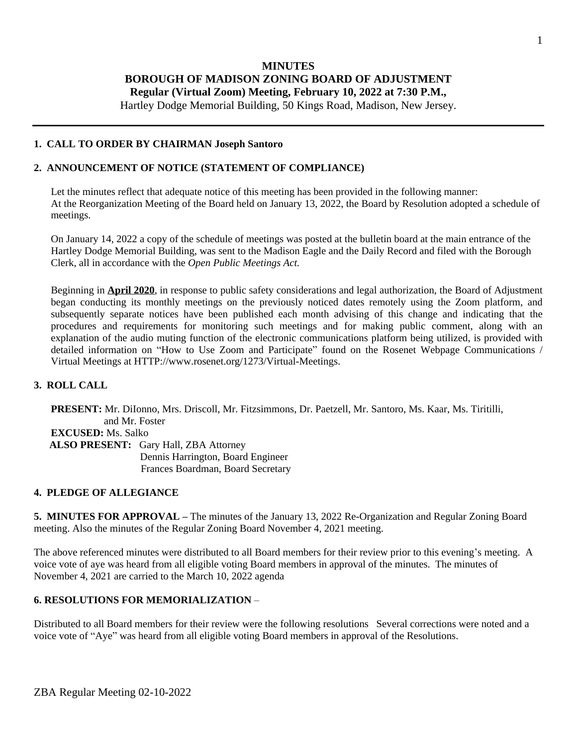# MINUTES
## BOROUGH OF MADISON ZONING BOARD OF ADJUSTMENT
### Regular (Virtual Zoom) Meeting, February 10, 2022 at 7:30 P.M.,

Hartley Dodge Memorial Building, 50 Kings Road, Madison, New Jersey.

---

**1. CALL TO ORDER BY CHAIRMAN Joseph Santoro**

**2. ANNOUNCEMENT OF NOTICE (STATEMENT OF COMPLIANCE)**

Let the minutes reflect that adequate notice of this meeting has been provided in the following manner: At the Reorganization Meeting of the Board held on January 13, 2022, the Board by Resolution adopted a schedule of meetings.

On January 14, 2022 a copy of the schedule of meetings was posted at the bulletin board at the main entrance of the Hartley Dodge Memorial Building, was sent to the Madison Eagle and the Daily Record and filed with the Borough Clerk, all in accordance with the *Open Public Meetings Act.*

Beginning in **April 2020**, in response to public safety considerations and legal authorization, the Board of Adjustment began conducting its monthly meetings on the previously noticed dates remotely using the Zoom platform, and subsequently separate notices have been published each month advising of this change and indicating that the procedures and requirements for monitoring such meetings and for making public comment, along with an explanation of the audio muting function of the electronic communications platform being utilized, is provided with detailed information on "How to Use Zoom and Participate" found on the Rosenet Webpage Communications / Virtual Meetings at HTTP://www.rosenet.org/1273/Virtual-Meetings.

**3. ROLL CALL**

**PRESENT:** Mr. DiIonno, Mrs. Driscoll, Mr. Fitzsimmons, Dr. Paetzell, Mr. Santoro, Ms. Kaar, Ms. Tiritilli, and Mr. Foster

**EXCUSED:** Ms. Salko

**ALSO PRESENT:** Gary Hall, ZBA Attorney
Dennis Harrington, Board Engineer
Frances Boardman, Board Secretary

**4. PLEDGE OF ALLEGIANCE**

**5. MINUTES FOR APPROVAL –** The minutes of the January 13, 2022 Re-Organization and Regular Zoning Board meeting. Also the minutes of the Regular Zoning Board November 4, 2021 meeting.

The above referenced minutes were distributed to all Board members for their review prior to this evening's meeting. A voice vote of aye was heard from all eligible voting Board members in approval of the minutes. The minutes of November 4, 2021 are carried to the March 10, 2022 agenda

**6. RESOLUTIONS FOR MEMORIALIZATION** –

Distributed to all Board members for their review were the following resolutions Several corrections were noted and a voice vote of "Aye" was heard from all eligible voting Board members in approval of the Resolutions.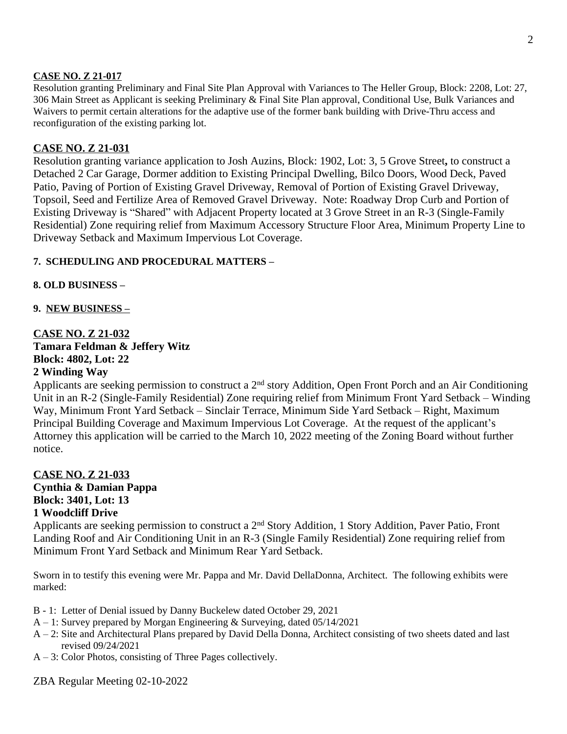**CASE NO. Z 21-017**

Resolution granting Preliminary and Final Site Plan Approval with Variances to The Heller Group, Block: 2208, Lot: 27, 306 Main Street as Applicant is seeking Preliminary & Final Site Plan approval, Conditional Use, Bulk Variances and Waivers to permit certain alterations for the adaptive use of the former bank building with Drive-Thru access and reconfiguration of the existing parking lot.

**CASE NO. Z 21-031**

Resolution granting variance application to Josh Auzins, Block: 1902, Lot: 3, 5 Grove Street**,** to construct a Detached 2 Car Garage, Dormer addition to Existing Principal Dwelling, Bilco Doors, Wood Deck, Paved Patio, Paving of Portion of Existing Gravel Driveway, Removal of Portion of Existing Gravel Driveway, Topsoil, Seed and Fertilize Area of Removed Gravel Driveway. Note: Roadway Drop Curb and Portion of Existing Driveway is "Shared" with Adjacent Property located at 3 Grove Street in an R-3 (Single-Family Residential) Zone requiring relief from Maximum Accessory Structure Floor Area, Minimum Property Line to Driveway Setback and Maximum Impervious Lot Coverage.

**7. SCHEDULING AND PROCEDURAL MATTERS –**

**8. OLD BUSINESS –**

**9. NEW BUSINESS –**

**CASE NO. Z 21-032**
**Tamara Feldman & Jeffery Witz**
**Block: 4802, Lot: 22**
**2 Winding Way**

Applicants are seeking permission to construct a 2nd story Addition, Open Front Porch and an Air Conditioning Unit in an R-2 (Single-Family Residential) Zone requiring relief from Minimum Front Yard Setback – Winding Way, Minimum Front Yard Setback – Sinclair Terrace, Minimum Side Yard Setback – Right, Maximum Principal Building Coverage and Maximum Impervious Lot Coverage. At the request of the applicant's Attorney this application will be carried to the March 10, 2022 meeting of the Zoning Board without further notice.

**CASE NO. Z 21-033**
**Cynthia & Damian Pappa**
**Block: 3401, Lot: 13**
**1 Woodcliff Drive**

Applicants are seeking permission to construct a 2nd Story Addition, 1 Story Addition, Paver Patio, Front Landing Roof and Air Conditioning Unit in an R-3 (Single Family Residential) Zone requiring relief from Minimum Front Yard Setback and Minimum Rear Yard Setback.

Sworn in to testify this evening were Mr. Pappa and Mr. David DellaDonna, Architect. The following exhibits were marked:

- B - 1: Letter of Denial issued by Danny Buckelew dated October 29, 2021
- A – 1: Survey prepared by Morgan Engineering & Surveying, dated 05/14/2021
- A – 2: Site and Architectural Plans prepared by David Della Donna, Architect consisting of two sheets dated and last revised 09/24/2021
- A – 3: Color Photos, consisting of Three Pages collectively.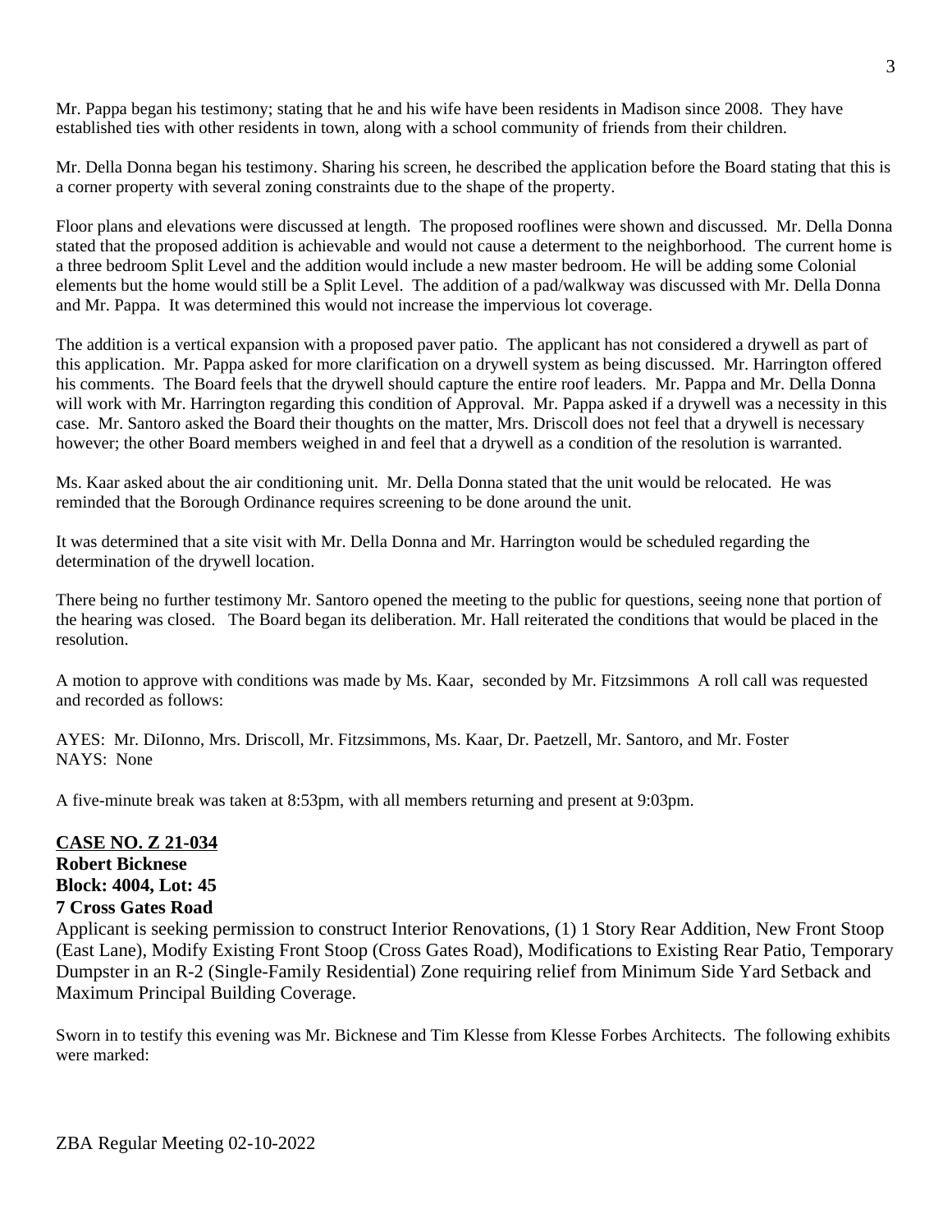Mr. Pappa began his testimony; stating that he and his wife have been residents in Madison since 2008. They have established ties with other residents in town, along with a school community of friends from their children.

Mr. Della Donna began his testimony. Sharing his screen, he described the application before the Board stating that this is a corner property with several zoning constraints due to the shape of the property.

Floor plans and elevations were discussed at length. The proposed rooflines were shown and discussed. Mr. Della Donna stated that the proposed addition is achievable and would not cause a determent to the neighborhood. The current home is a three bedroom Split Level and the addition would include a new master bedroom. He will be adding some Colonial elements but the home would still be a Split Level. The addition of a pad/walkway was discussed with Mr. Della Donna and Mr. Pappa. It was determined this would not increase the impervious lot coverage.

The addition is a vertical expansion with a proposed paver patio. The applicant has not considered a drywell as part of this application. Mr. Pappa asked for more clarification on a drywell system as being discussed. Mr. Harrington offered his comments. The Board feels that the drywell should capture the entire roof leaders. Mr. Pappa and Mr. Della Donna will work with Mr. Harrington regarding this condition of Approval. Mr. Pappa asked if a drywell was a necessity in this case. Mr. Santoro asked the Board their thoughts on the matter, Mrs. Driscoll does not feel that a drywell is necessary however; the other Board members weighed in and feel that a drywell as a condition of the resolution is warranted.

Ms. Kaar asked about the air conditioning unit. Mr. Della Donna stated that the unit would be relocated. He was reminded that the Borough Ordinance requires screening to be done around the unit.

It was determined that a site visit with Mr. Della Donna and Mr. Harrington would be scheduled regarding the determination of the drywell location.

There being no further testimony Mr. Santoro opened the meeting to the public for questions, seeing none that portion of the hearing was closed. The Board began its deliberation. Mr. Hall reiterated the conditions that would be placed in the resolution.

A motion to approve with conditions was made by Ms. Kaar, seconded by Mr. Fitzsimmons A roll call was requested and recorded as follows:

AYES: Mr. DiIonno, Mrs. Driscoll, Mr. Fitzsimmons, Ms. Kaar, Dr. Paetzell, Mr. Santoro, and Mr. Foster
NAYS: None

A five-minute break was taken at 8:53pm, with all members returning and present at 9:03pm.

**CASE NO. Z 21-034**
**Robert Bicknese**
**Block: 4004, Lot: 45**
**7 Cross Gates Road**

Applicant is seeking permission to construct Interior Renovations, (1) 1 Story Rear Addition, New Front Stoop (East Lane), Modify Existing Front Stoop (Cross Gates Road), Modifications to Existing Rear Patio, Temporary Dumpster in an R-2 (Single-Family Residential) Zone requiring relief from Minimum Side Yard Setback and Maximum Principal Building Coverage.

Sworn in to testify this evening was Mr. Bicknese and Tim Klesse from Klesse Forbes Architects. The following exhibits were marked: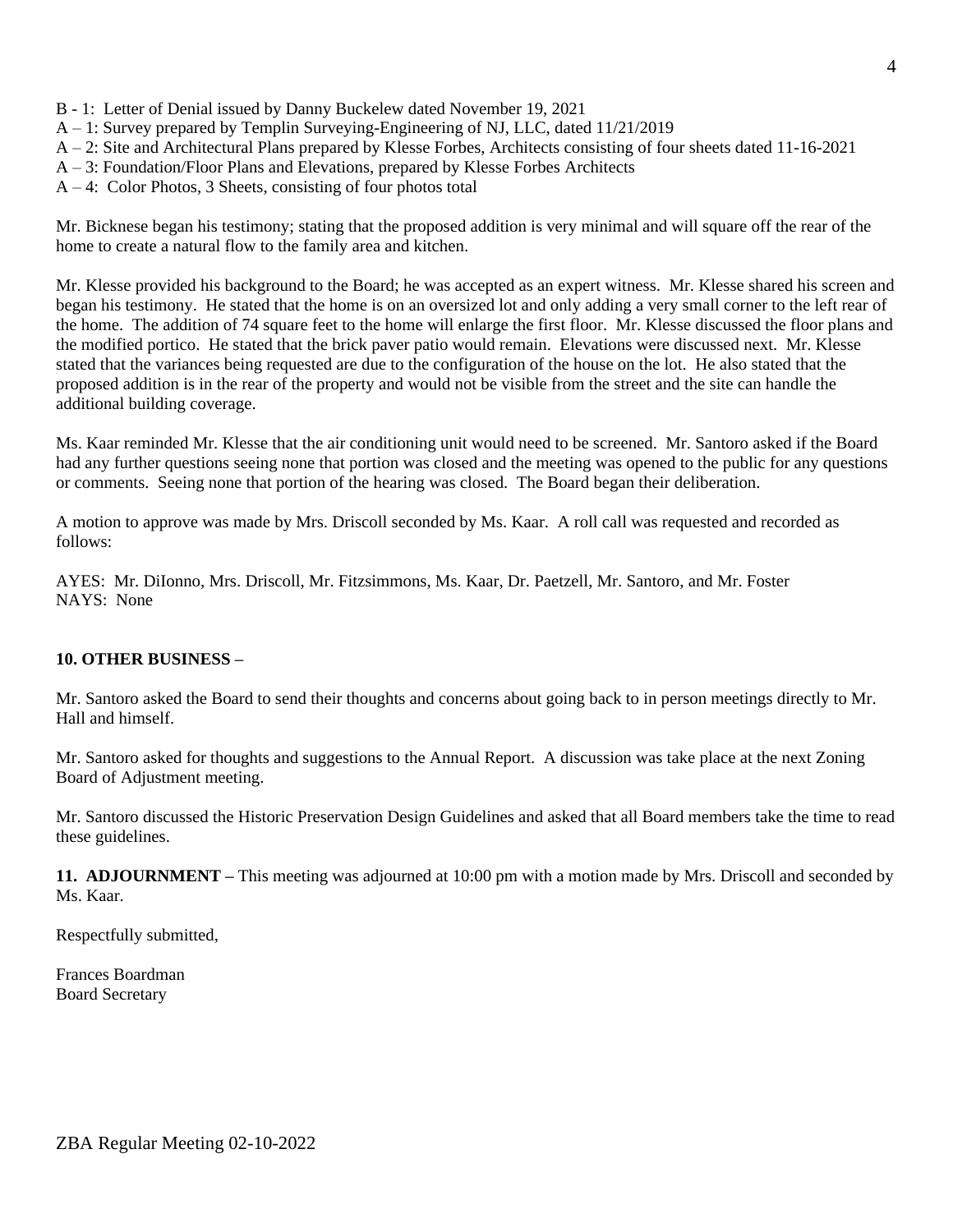B - 1: Letter of Denial issued by Danny Buckelew dated November 19, 2021
A – 1: Survey prepared by Templin Surveying-Engineering of NJ, LLC, dated 11/21/2019
A – 2: Site and Architectural Plans prepared by Klesse Forbes, Architects consisting of four sheets dated 11-16-2021
A – 3: Foundation/Floor Plans and Elevations, prepared by Klesse Forbes Architects
A – 4: Color Photos, 3 Sheets, consisting of four photos total

Mr. Bicknese began his testimony; stating that the proposed addition is very minimal and will square off the rear of the home to create a natural flow to the family area and kitchen.

Mr. Klesse provided his background to the Board; he was accepted as an expert witness. Mr. Klesse shared his screen and began his testimony. He stated that the home is on an oversized lot and only adding a very small corner to the left rear of the home. The addition of 74 square feet to the home will enlarge the first floor. Mr. Klesse discussed the floor plans and the modified portico. He stated that the brick paver patio would remain. Elevations were discussed next. Mr. Klesse stated that the variances being requested are due to the configuration of the house on the lot. He also stated that the proposed addition is in the rear of the property and would not be visible from the street and the site can handle the additional building coverage.

Ms. Kaar reminded Mr. Klesse that the air conditioning unit would need to be screened. Mr. Santoro asked if the Board had any further questions seeing none that portion was closed and the meeting was opened to the public for any questions or comments. Seeing none that portion of the hearing was closed. The Board began their deliberation.

A motion to approve was made by Mrs. Driscoll seconded by Ms. Kaar. A roll call was requested and recorded as follows:

AYES: Mr. DiIonno, Mrs. Driscoll, Mr. Fitzsimmons, Ms. Kaar, Dr. Paetzell, Mr. Santoro, and Mr. Foster
NAYS: None

**10. OTHER BUSINESS –**

Mr. Santoro asked the Board to send their thoughts and concerns about going back to in person meetings directly to Mr. Hall and himself.

Mr. Santoro asked for thoughts and suggestions to the Annual Report. A discussion was take place at the next Zoning Board of Adjustment meeting.

Mr. Santoro discussed the Historic Preservation Design Guidelines and asked that all Board members take the time to read these guidelines.

**11. ADJOURNMENT –** This meeting was adjourned at 10:00 pm with a motion made by Mrs. Driscoll and seconded by Ms. Kaar.

Respectfully submitted,

Frances Boardman
Board Secretary